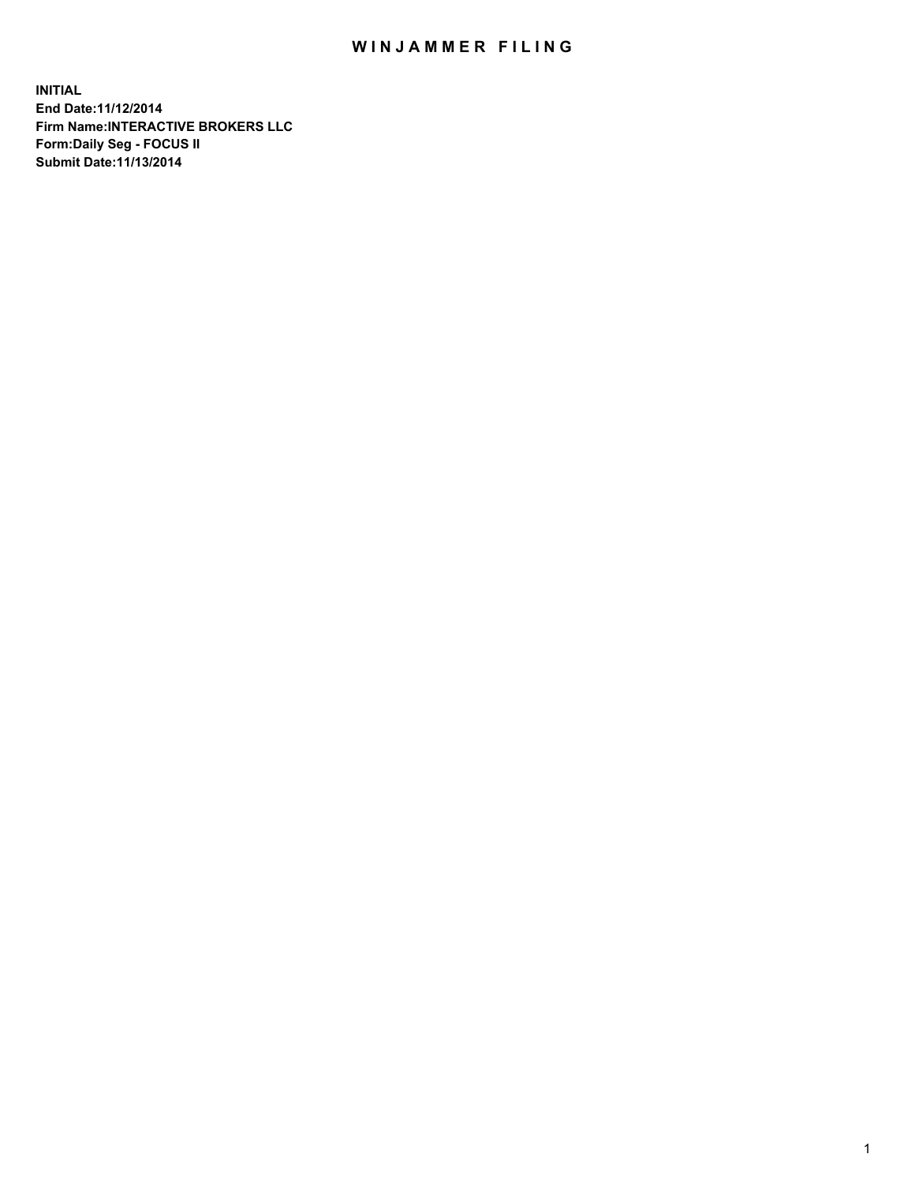# WINJAMMER FILING

**INITIAL**
**End Date:11/12/2014**
**Firm Name:INTERACTIVE BROKERS LLC**
**Form:Daily Seg - FOCUS II**
**Submit Date:11/13/2014**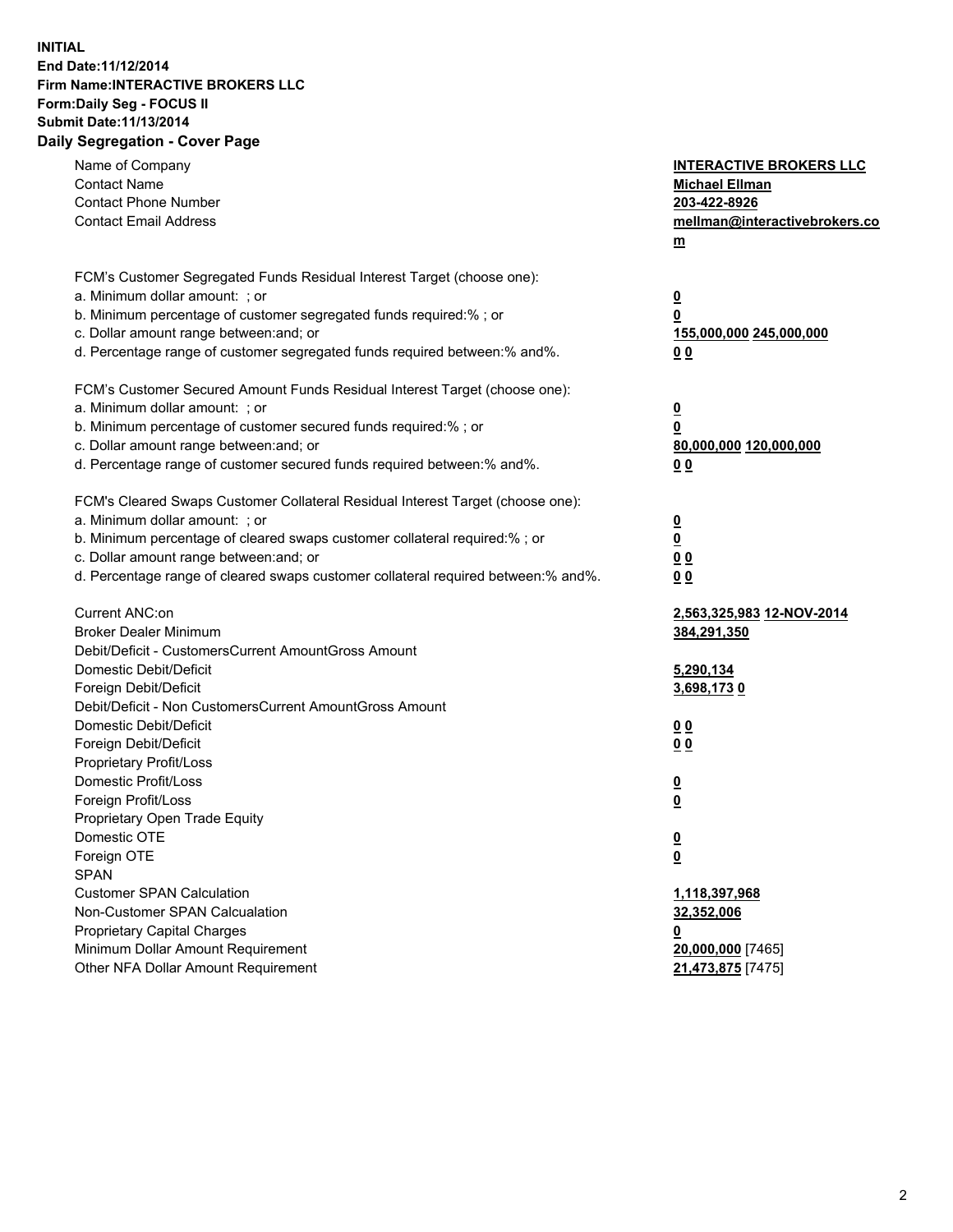**INITIAL**
**End Date:11/12/2014**
**Firm Name:INTERACTIVE BROKERS LLC**
**Form:Daily Seg - FOCUS II**
**Submit Date:11/13/2014**
**Daily Segregation - Cover Page**

| | |
|---|---|
| Name of Company | **INTERACTIVE BROKERS LLC** |
| Contact Name | **Michael Ellman** |
| Contact Phone Number | **203-422-8926** |
| Contact Email Address | **mellman@interactivebrokers.com** |
| FCM's Customer Segregated Funds Residual Interest Target (choose one): | |
| a. Minimum dollar amount: ; or | **0** |
| b. Minimum percentage of customer segregated funds required:% ; or | **0** |
| c. Dollar amount range between:and; or | **155,000,000** **245,000,000** |
| d. Percentage range of customer segregated funds required between:% and%. | **0** **0** |
| FCM's Customer Secured Amount Funds Residual Interest Target (choose one): | |
| a. Minimum dollar amount: ; or | **0** |
| b. Minimum percentage of customer secured funds required:% ; or | **0** |
| c. Dollar amount range between:and; or | **80,000,000** **120,000,000** |
| d. Percentage range of customer secured funds required between:% and%. | **0** **0** |
| FCM's Cleared Swaps Customer Collateral Residual Interest Target (choose one): | |
| a. Minimum dollar amount: ; or | **0** |
| b. Minimum percentage of cleared swaps customer collateral required:% ; or | **0** |
| c. Dollar amount range between:and; or | **0** **0** |
| d. Percentage range of cleared swaps customer collateral required between:% and%. | **0** **0** |
| Current ANC:on | **2,563,325,983** **12-NOV-2014** |
| Broker Dealer Minimum | **384,291,350** |
| Debit/Deficit - CustomersCurrent AmountGross Amount | |
| Domestic Debit/Deficit | **5,290,134** |
| Foreign Debit/Deficit | **3,698,173** **0** |
| Debit/Deficit - Non CustomersCurrent AmountGross Amount | |
| Domestic Debit/Deficit | **0** **0** |
| Foreign Debit/Deficit | **0** **0** |
| Proprietary Profit/Loss | |
| Domestic Profit/Loss | **0** |
| Foreign Profit/Loss | **0** |
| Proprietary Open Trade Equity | |
| Domestic OTE | **0** |
| Foreign OTE | **0** |
| SPAN | |
| Customer SPAN Calculation | **1,118,397,968** |
| Non-Customer SPAN Calcualation | **32,352,006** |
| Proprietary Capital Charges | **0** |
| Minimum Dollar Amount Requirement | **20,000,000** [7465] |
| Other NFA Dollar Amount Requirement | **21,473,875** [7475] |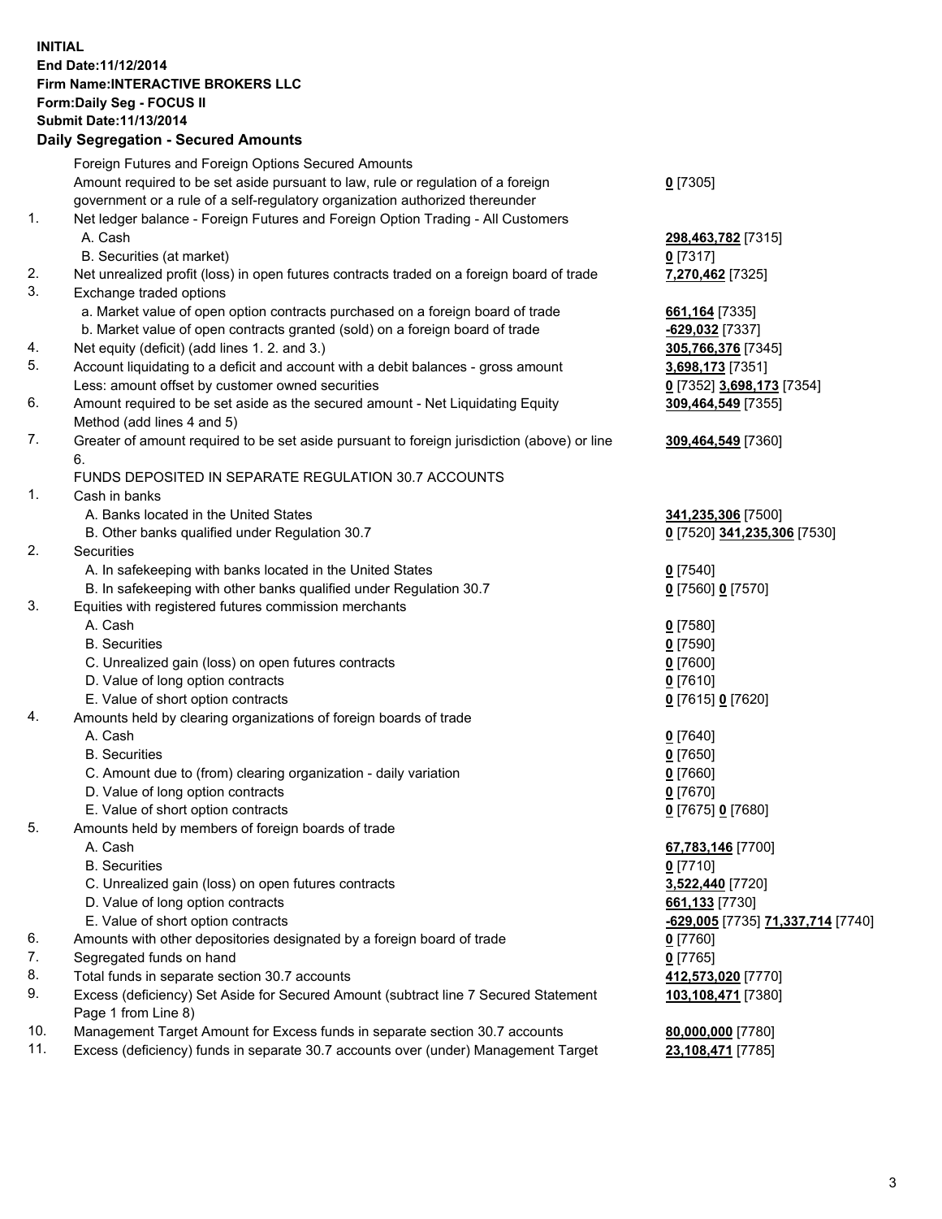**INITIAL**
**End Date:11/12/2014**
**Firm Name:INTERACTIVE BROKERS LLC**
**Form:Daily Seg - FOCUS II**
**Submit Date:11/13/2014**
**Daily Segregation - Secured Amounts**

| | | |
|---|---|---|
| | Foreign Futures and Foreign Options Secured Amounts | |
| | Amount required to be set aside pursuant to law, rule or regulation of a foreign government or a rule of a self-regulatory organization authorized thereunder | **0** [7305] |
| 1. | Net ledger balance - Foreign Futures and Foreign Option Trading - All Customers | |
| | A. Cash | **298,463,782** [7315] |
| | B. Securities (at market) | **0** [7317] |
| 2. | Net unrealized profit (loss) in open futures contracts traded on a foreign board of trade | **7,270,462** [7325] |
| 3. | Exchange traded options | |
| | a. Market value of open option contracts purchased on a foreign board of trade | **661,164** [7335] |
| | b. Market value of open contracts granted (sold) on a foreign board of trade | **-629,032** [7337] |
| 4. | Net equity (deficit) (add lines 1. 2. and 3.) | **305,766,376** [7345] |
| 5. | Account liquidating to a deficit and account with a debit balances - gross amount | **3,698,173** [7351] |
| | Less: amount offset by customer owned securities | **0** [7352] **3,698,173** [7354] |
| 6. | Amount required to be set aside as the secured amount - Net Liquidating Equity Method (add lines 4 and 5) | **309,464,549** [7355] |
| 7. | Greater of amount required to be set aside pursuant to foreign jurisdiction (above) or line 6. | **309,464,549** [7360] |
| | FUNDS DEPOSITED IN SEPARATE REGULATION 30.7 ACCOUNTS | |
| 1. | Cash in banks | |
| | A. Banks located in the United States | **341,235,306** [7500] |
| | B. Other banks qualified under Regulation 30.7 | **0** [7520] **341,235,306** [7530] |
| 2. | Securities | |
| | A. In safekeeping with banks located in the United States | **0** [7540] |
| | B. In safekeeping with other banks qualified under Regulation 30.7 | **0** [7560] **0** [7570] |
| 3. | Equities with registered futures commission merchants | |
| | A. Cash | **0** [7580] |
| | B. Securities | **0** [7590] |
| | C. Unrealized gain (loss) on open futures contracts | **0** [7600] |
| | D. Value of long option contracts | **0** [7610] |
| | E. Value of short option contracts | **0** [7615] **0** [7620] |
| 4. | Amounts held by clearing organizations of foreign boards of trade | |
| | A. Cash | **0** [7640] |
| | B. Securities | **0** [7650] |
| | C. Amount due to (from) clearing organization - daily variation | **0** [7660] |
| | D. Value of long option contracts | **0** [7670] |
| | E. Value of short option contracts | **0** [7675] **0** [7680] |
| 5. | Amounts held by members of foreign boards of trade | |
| | A. Cash | **67,783,146** [7700] |
| | B. Securities | **0** [7710] |
| | C. Unrealized gain (loss) on open futures contracts | **3,522,440** [7720] |
| | D. Value of long option contracts | **661,133** [7730] |
| | E. Value of short option contracts | **-629,005** [7735] **71,337,714** [7740] |
| 6. | Amounts with other depositories designated by a foreign board of trade | **0** [7760] |
| 7. | Segregated funds on hand | **0** [7765] |
| 8. | Total funds in separate section 30.7 accounts | **412,573,020** [7770] |
| 9. | Excess (deficiency) Set Aside for Secured Amount (subtract line 7 Secured Statement Page 1 from Line 8) | **103,108,471** [7380] |
| 10. | Management Target Amount for Excess funds in separate section 30.7 accounts | **80,000,000** [7780] |
| 11. | Excess (deficiency) funds in separate 30.7 accounts over (under) Management Target | **23,108,471** [7785] |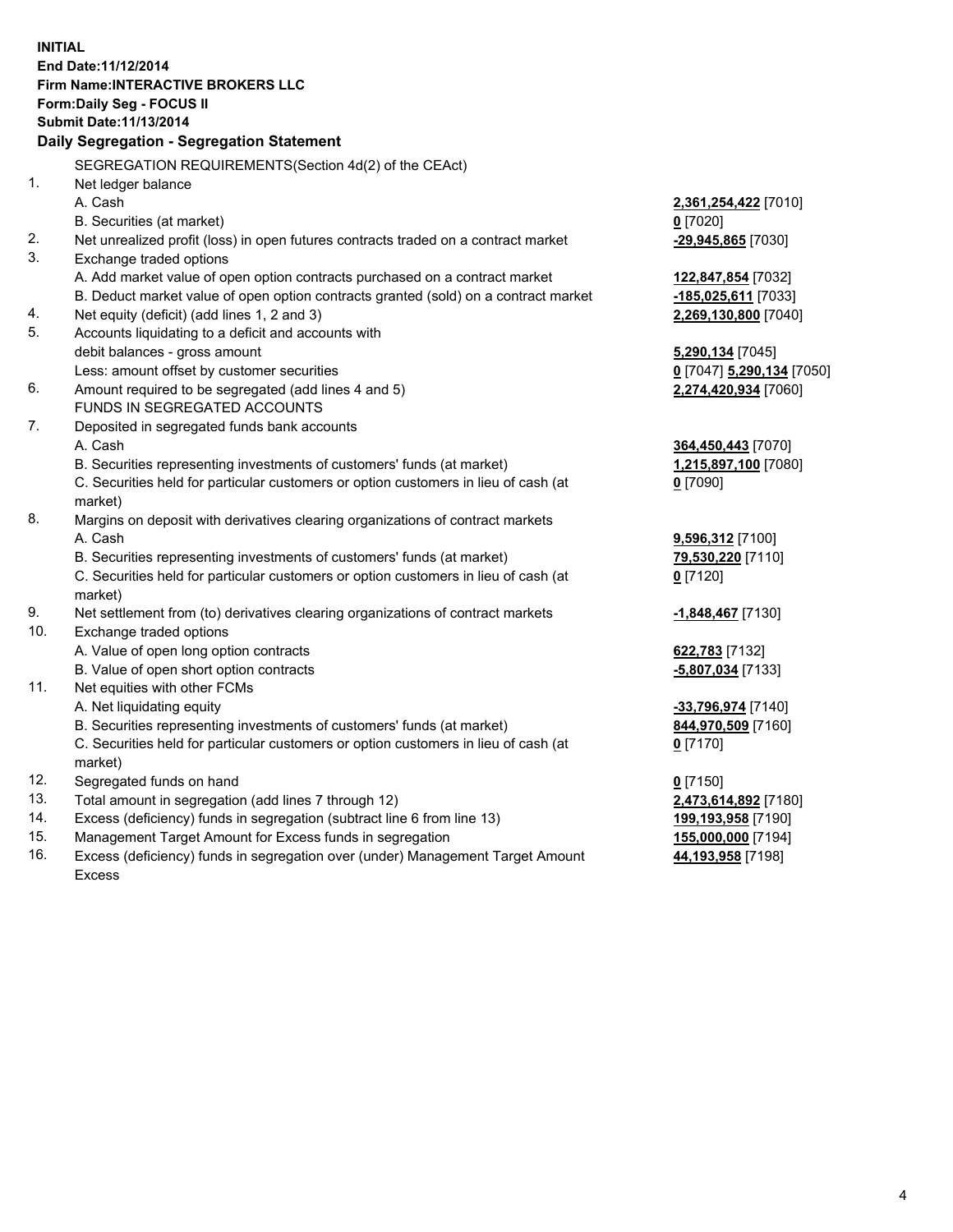**INITIAL**
**End Date:11/12/2014**
**Firm Name:INTERACTIVE BROKERS LLC**
**Form:Daily Seg - FOCUS II**
**Submit Date:11/13/2014**

## Daily Segregation - Segregation Statement

SEGREGATION REQUIREMENTS(Section 4d(2) of the CEAct)

| | | |
|---|---|---|
| 1. | Net ledger balance | |
| | A. Cash | **2,361,254,422** [7010] |
| | B. Securities (at market) | **0** [7020] |
| 2. | Net unrealized profit (loss) in open futures contracts traded on a contract market | **-29,945,865** [7030] |
| 3. | Exchange traded options | |
| | A. Add market value of open option contracts purchased on a contract market | **122,847,854** [7032] |
| | B. Deduct market value of open option contracts granted (sold) on a contract market | **-185,025,611** [7033] |
| 4. | Net equity (deficit) (add lines 1, 2 and 3) | **2,269,130,800** [7040] |
| 5. | Accounts liquidating to a deficit and accounts with debit balances - gross amount | **5,290,134** [7045] |
| | Less: amount offset by customer securities | **0** [7047] **5,290,134** [7050] |
| 6. | Amount required to be segregated (add lines 4 and 5) | **2,274,420,934** [7060] |
| | FUNDS IN SEGREGATED ACCOUNTS | |
| 7. | Deposited in segregated funds bank accounts | |
| | A. Cash | **364,450,443** [7070] |
| | B. Securities representing investments of customers' funds (at market) | **1,215,897,100** [7080] |
| | C. Securities held for particular customers or option customers in lieu of cash (at market) | **0** [7090] |
| 8. | Margins on deposit with derivatives clearing organizations of contract markets | |
| | A. Cash | **9,596,312** [7100] |
| | B. Securities representing investments of customers' funds (at market) | **79,530,220** [7110] |
| | C. Securities held for particular customers or option customers in lieu of cash (at market) | **0** [7120] |
| 9. | Net settlement from (to) derivatives clearing organizations of contract markets | **-1,848,467** [7130] |
| 10. | Exchange traded options | |
| | A. Value of open long option contracts | **622,783** [7132] |
| | B. Value of open short option contracts | **-5,807,034** [7133] |
| 11. | Net equities with other FCMs | |
| | A. Net liquidating equity | **-33,796,974** [7140] |
| | B. Securities representing investments of customers' funds (at market) | **844,970,509** [7160] |
| | C. Securities held for particular customers or option customers in lieu of cash (at market) | **0** [7170] |
| 12. | Segregated funds on hand | **0** [7150] |
| 13. | Total amount in segregation (add lines 7 through 12) | **2,473,614,892** [7180] |
| 14. | Excess (deficiency) funds in segregation (subtract line 6 from line 13) | **199,193,958** [7190] |
| 15. | Management Target Amount for Excess funds in segregation | **155,000,000** [7194] |
| 16. | Excess (deficiency) funds in segregation over (under) Management Target Amount Excess | **44,193,958** [7198] |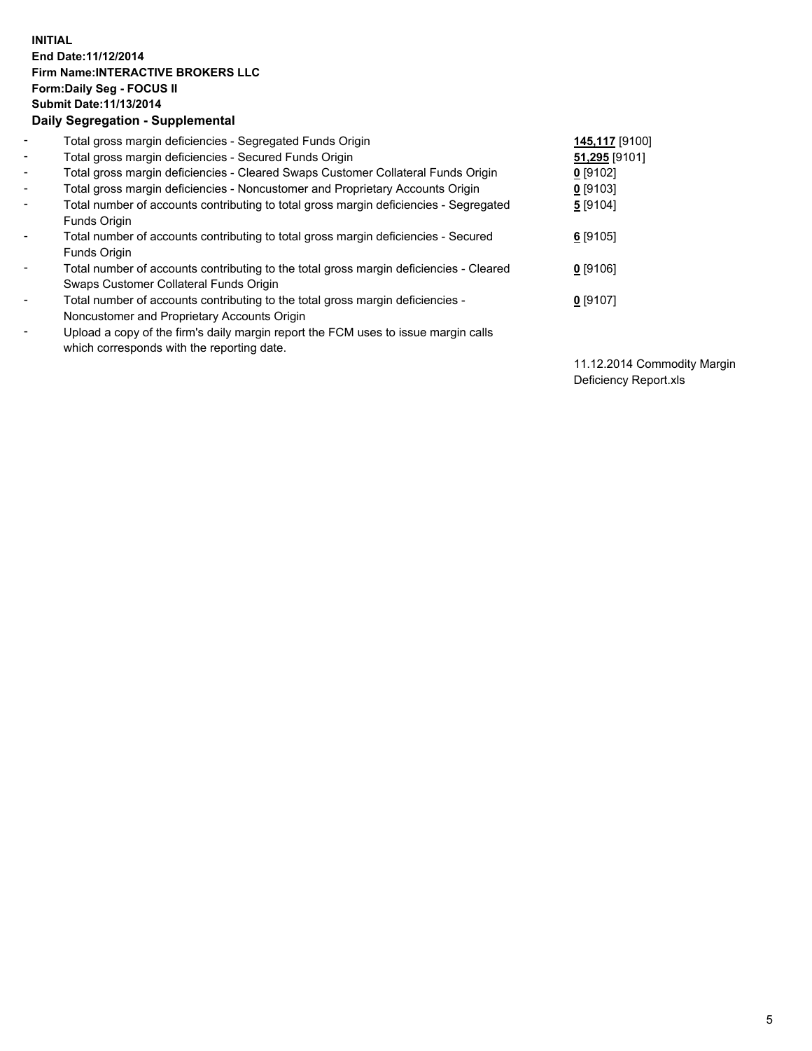**INITIAL**
**End Date:11/12/2014**
**Firm Name:INTERACTIVE BROKERS LLC**
**Form:Daily Seg - FOCUS II**
**Submit Date:11/13/2014**

### Daily Segregation - Supplemental

| | | |
|---|---|---|
| - | Total gross margin deficiencies - Segregated Funds Origin | **145,117** [9100] |
| - | Total gross margin deficiencies - Secured Funds Origin | **51,295** [9101] |
| - | Total gross margin deficiencies - Cleared Swaps Customer Collateral Funds Origin | **0** [9102] |
| - | Total gross margin deficiencies - Noncustomer and Proprietary Accounts Origin | **0** [9103] |
| - | Total number of accounts contributing to total gross margin deficiencies - Segregated Funds Origin | **5** [9104] |
| - | Total number of accounts contributing to total gross margin deficiencies - Secured Funds Origin | **6** [9105] |
| - | Total number of accounts contributing to the total gross margin deficiencies - Cleared Swaps Customer Collateral Funds Origin | **0** [9106] |
| - | Total number of accounts contributing to the total gross margin deficiencies - Noncustomer and Proprietary Accounts Origin | **0** [9107] |
| - | Upload a copy of the firm's daily margin report the FCM uses to issue margin calls which corresponds with the reporting date. | 11.12.2014 Commodity Margin Deficiency Report.xls |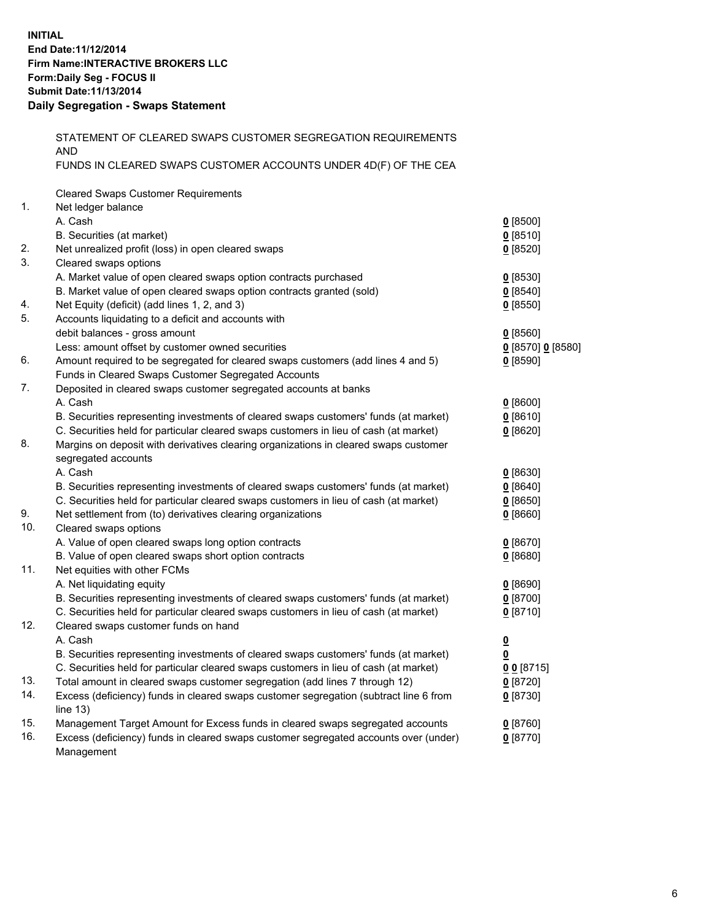**INITIAL**
**End Date:11/12/2014**
**Firm Name:INTERACTIVE BROKERS LLC**
**Form:Daily Seg - FOCUS II**
**Submit Date:11/13/2014**
**Daily Segregation - Swaps Statement**

STATEMENT OF CLEARED SWAPS CUSTOMER SEGREGATION REQUIREMENTS AND FUNDS IN CLEARED SWAPS CUSTOMER ACCOUNTS UNDER 4D(F) OF THE CEA

| | | |
|---|---|---|
| | Cleared Swaps Customer Requirements | |
| 1. | Net ledger balance | |
| | A. Cash | 0 [8500] |
| | B. Securities (at market) | 0 [8510] |
| 2. | Net unrealized profit (loss) in open cleared swaps | 0 [8520] |
| 3. | Cleared swaps options | |
| | A. Market value of open cleared swaps option contracts purchased | 0 [8530] |
| | B. Market value of open cleared swaps option contracts granted (sold) | 0 [8540] |
| 4. | Net Equity (deficit) (add lines 1, 2, and 3) | 0 [8550] |
| 5. | Accounts liquidating to a deficit and accounts with debit balances - gross amount | 0 [8560] |
| | Less: amount offset by customer owned securities | 0 [8570] 0 [8580] |
| 6. | Amount required to be segregated for cleared swaps customers (add lines 4 and 5) | 0 [8590] |
| | Funds in Cleared Swaps Customer Segregated Accounts | |
| 7. | Deposited in cleared swaps customer segregated accounts at banks | |
| | A. Cash | 0 [8600] |
| | B. Securities representing investments of cleared swaps customers' funds (at market) | 0 [8610] |
| | C. Securities held for particular cleared swaps customers in lieu of cash (at market) | 0 [8620] |
| 8. | Margins on deposit with derivatives clearing organizations in cleared swaps customer segregated accounts | |
| | A. Cash | 0 [8630] |
| | B. Securities representing investments of cleared swaps customers' funds (at market) | 0 [8640] |
| | C. Securities held for particular cleared swaps customers in lieu of cash (at market) | 0 [8650] |
| 9. | Net settlement from (to) derivatives clearing organizations | 0 [8660] |
| 10. | Cleared swaps options | |
| | A. Value of open cleared swaps long option contracts | 0 [8670] |
| | B. Value of open cleared swaps short option contracts | 0 [8680] |
| 11. | Net equities with other FCMs | |
| | A. Net liquidating equity | 0 [8690] |
| | B. Securities representing investments of cleared swaps customers' funds (at market) | 0 [8700] |
| | C. Securities held for particular cleared swaps customers in lieu of cash (at market) | 0 [8710] |
| 12. | Cleared swaps customer funds on hand | |
| | A. Cash | 0 |
| | B. Securities representing investments of cleared swaps customers' funds (at market) | 0 |
| | C. Securities held for particular cleared swaps customers in lieu of cash (at market) | 0 0 [8715] |
| 13. | Total amount in cleared swaps customer segregation (add lines 7 through 12) | 0 [8720] |
| 14. | Excess (deficiency) funds in cleared swaps customer segregation (subtract line 6 from line 13) | 0 [8730] |
| 15. | Management Target Amount for Excess funds in cleared swaps segregated accounts | 0 [8760] |
| 16. | Excess (deficiency) funds in cleared swaps customer segregated accounts over (under) Management | 0 [8770] |